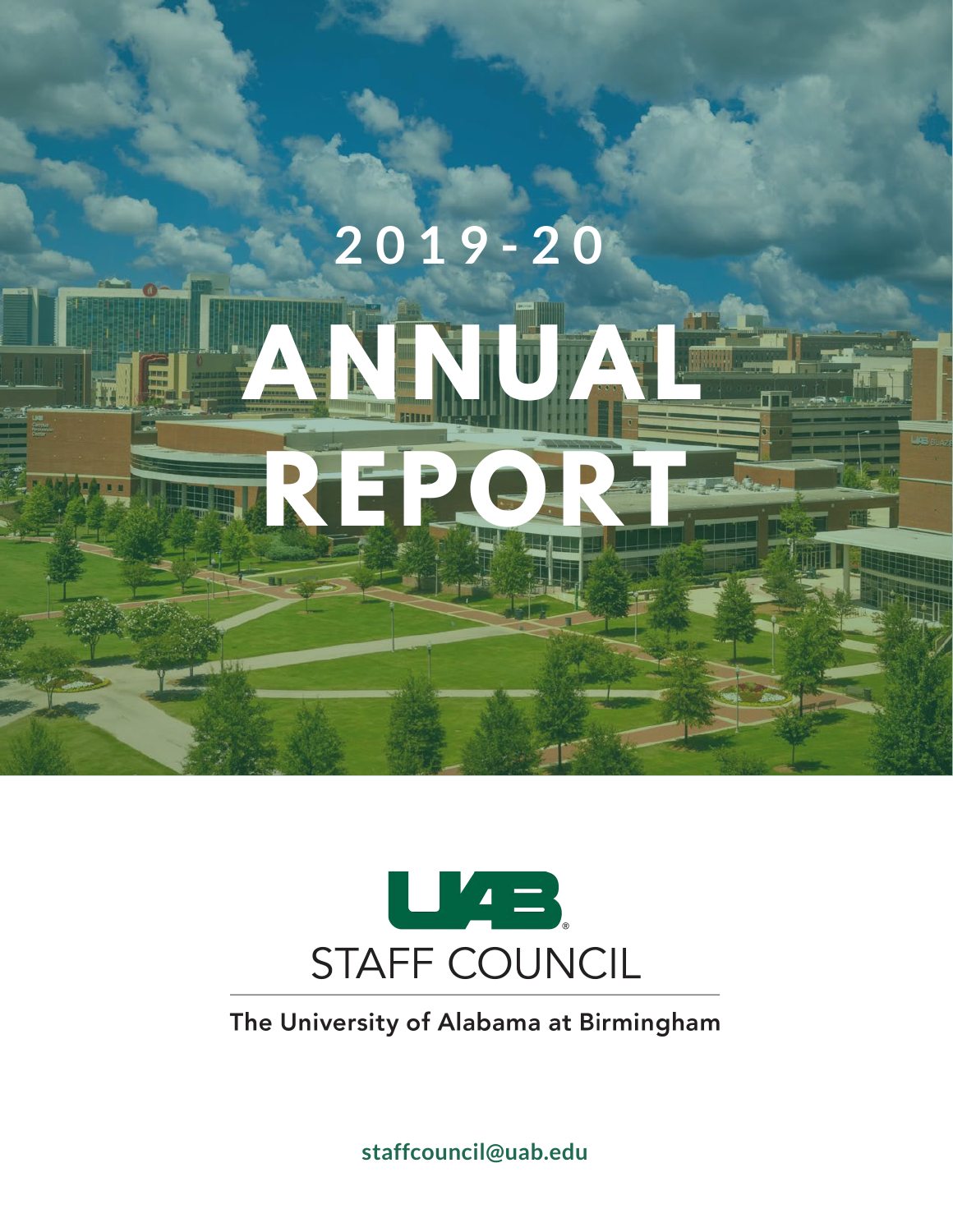# 2019-20 ANNUAL REPORT

UAB

STAFF COUNCIL

The University of Alabama at Birmingham

staffcouncil@uab.edu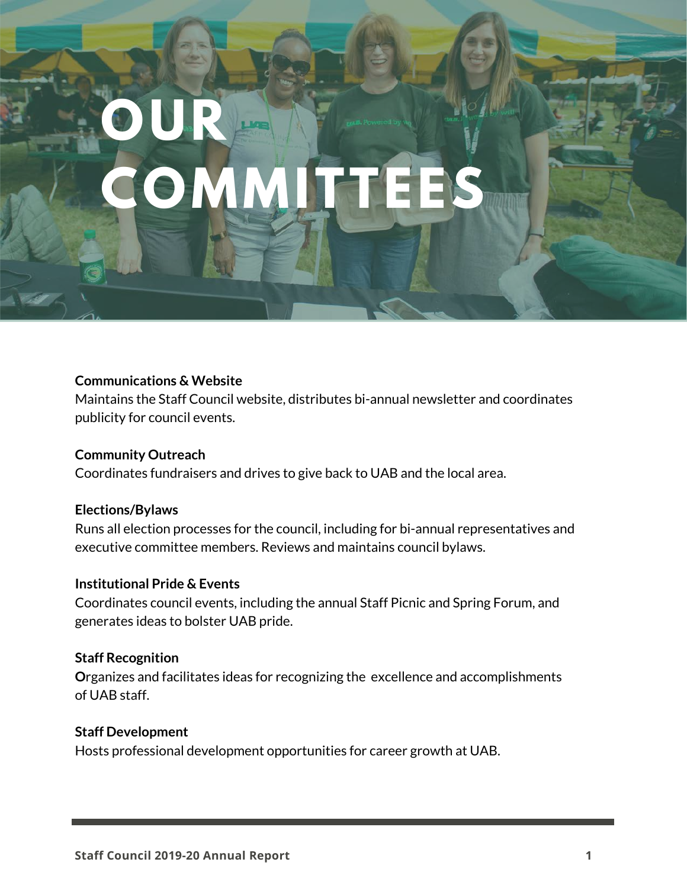# OUR COMMITTEES

**Communications & Website**
Maintains the Staff Council website, distributes bi-annual newsletter and coordinates publicity for council events.

**Community Outreach**
Coordinates fundraisers and drives to give back to UAB and the local area.

**Elections/Bylaws**
Runs all election processes for the council, including for bi-annual representatives and executive committee members. Reviews and maintains council bylaws.

**Institutional Pride & Events**
Coordinates council events, including the annual Staff Picnic and Spring Forum, and generates ideas to bolster UAB pride.

**Staff Recognition**
**O**rganizes and facilitates ideas for recognizing the excellence and accomplishments of UAB staff.

**Staff Development**
Hosts professional development opportunities for career growth at UAB.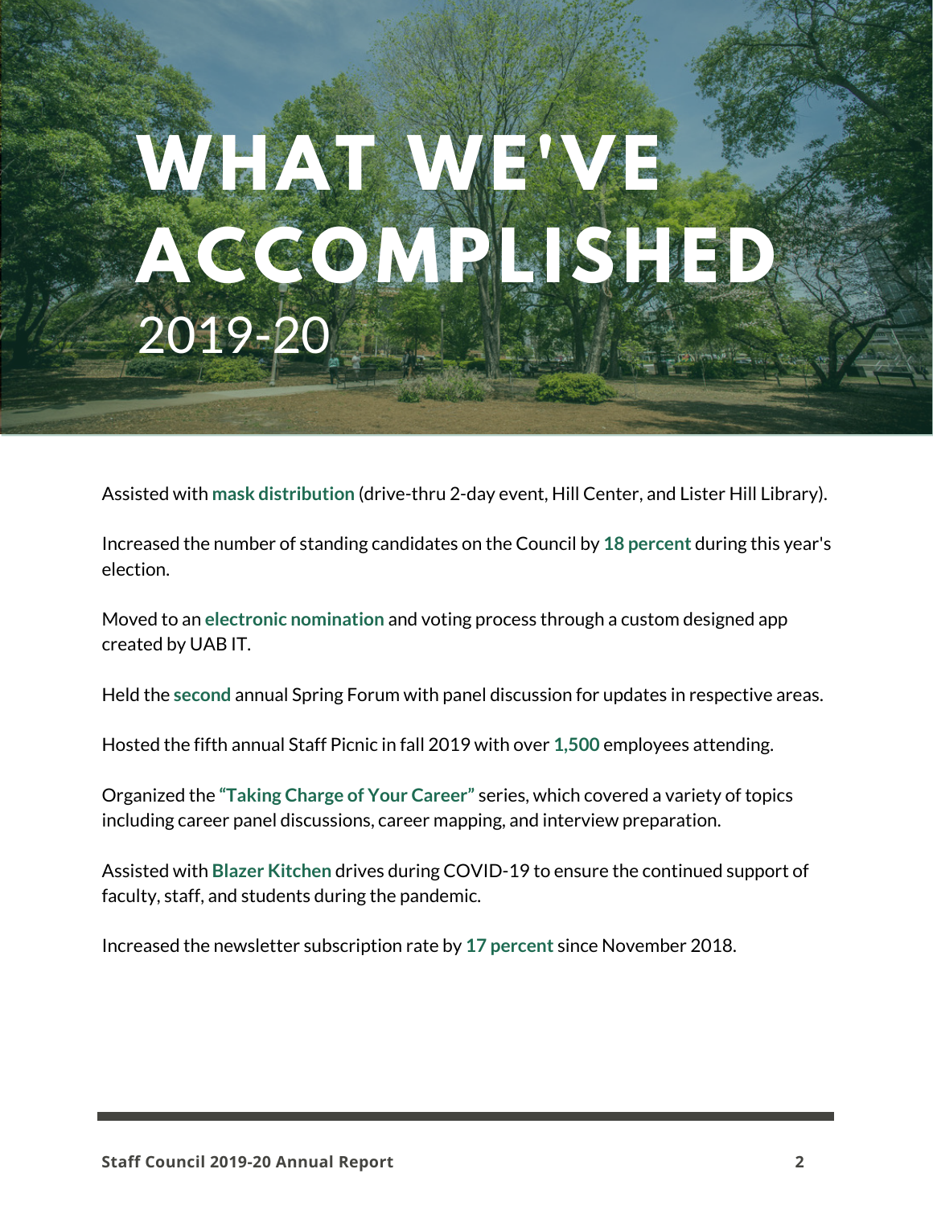# WHAT WE'VE ACCOMPLISHED

## 2019-20

Assisted with **mask distribution** (drive-thru 2-day event, Hill Center, and Lister Hill Library).

Increased the number of standing candidates on the Council by **18 percent** during this year's election.

Moved to an **electronic nomination** and voting process through a custom designed app created by UAB IT.

Held the **second** annual Spring Forum with panel discussion for updates in respective areas.

Hosted the fifth annual Staff Picnic in fall 2019 with over **1,500** employees attending.

Organized the **"Taking Charge of Your Career"** series, which covered a variety of topics including career panel discussions, career mapping, and interview preparation.

Assisted with **Blazer Kitchen** drives during COVID-19 to ensure the continued support of faculty, staff, and students during the pandemic.

Increased the newsletter subscription rate by **17 percent** since November 2018.